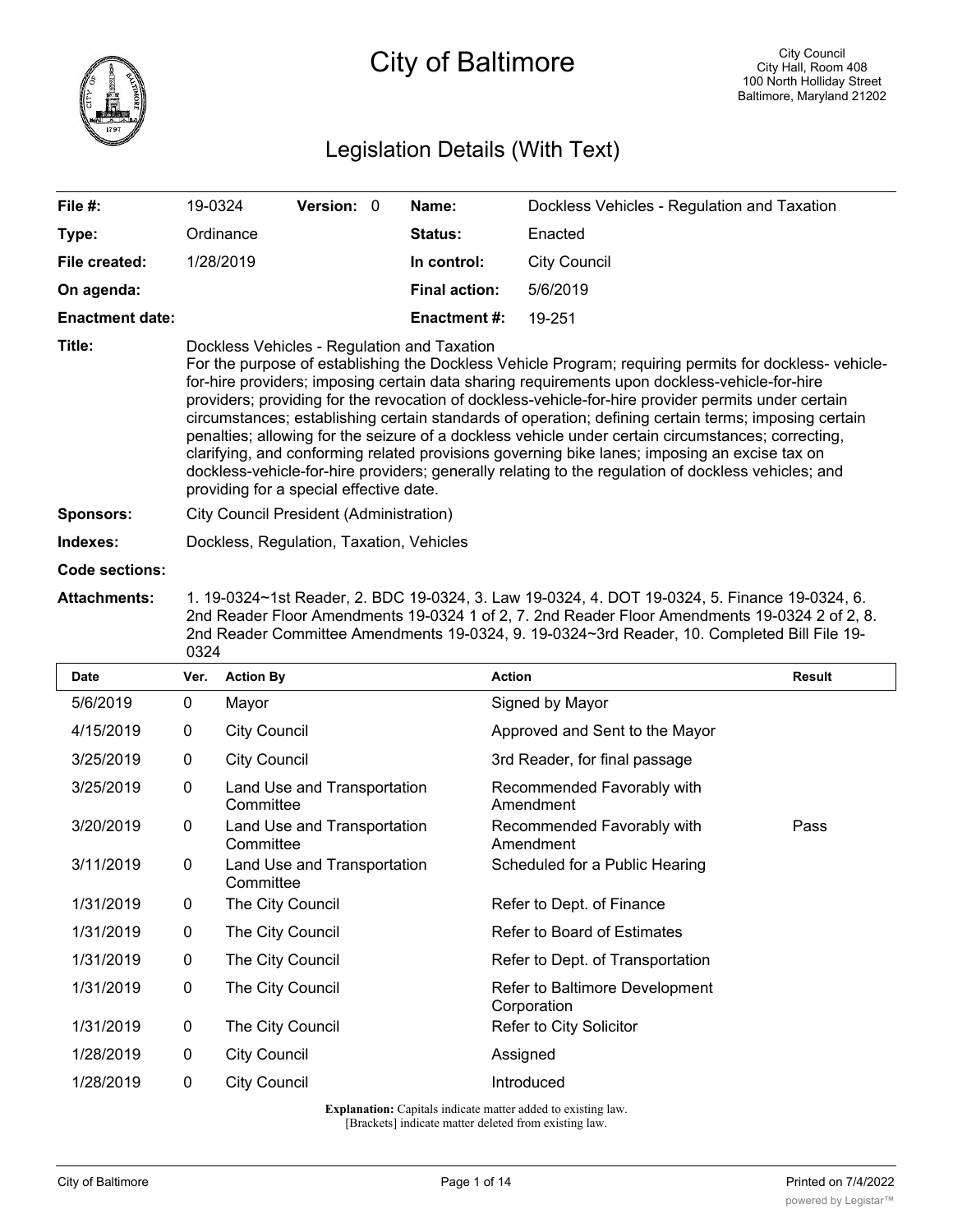# City of Baltimore

City Council
City Hall, Room 408
100 North Holliday Street
Baltimore, Maryland 21202

## Legislation Details (With Text)

| | | | | | |
|---|---|---|---|---|---|
| **File #:** | 19-0324 | **Version:** | 0 | **Name:** | Dockless Vehicles - Regulation and Taxation |
| **Type:** | Ordinance | | | **Status:** | Enacted |
| **File created:** | 1/28/2019 | | | **In control:** | City Council |
| **On agenda:** | | | | **Final action:** | 5/6/2019 |
| **Enactment date:** | | | | **Enactment #:** | 19-251 |

**Title:** Dockless Vehicles - Regulation and Taxation
For the purpose of establishing the Dockless Vehicle Program; requiring permits for dockless- vehicle-for-hire providers; imposing certain data sharing requirements upon dockless-vehicle-for-hire providers; providing for the revocation of dockless-vehicle-for-hire provider permits under certain circumstances; establishing certain standards of operation; defining certain terms; imposing certain penalties; allowing for the seizure of a dockless vehicle under certain circumstances; correcting, clarifying, and conforming related provisions governing bike lanes; imposing an excise tax on dockless-vehicle-for-hire providers; generally relating to the regulation of dockless vehicles; and providing for a special effective date.

**Sponsors:** City Council President (Administration)

**Indexes:** Dockless, Regulation, Taxation, Vehicles

**Code sections:**

**Attachments:** 1. 19-0324~1st Reader, 2. BDC 19-0324, 3. Law 19-0324, 4. DOT 19-0324, 5. Finance 19-0324, 6. 2nd Reader Floor Amendments 19-0324 1 of 2, 7. 2nd Reader Floor Amendments 19-0324 2 of 2, 8. 2nd Reader Committee Amendments 19-0324, 9. 19-0324~3rd Reader, 10. Completed Bill File 19-0324

| Date | Ver. | Action By | Action | Result |
|---|---|---|---|---|
| 5/6/2019 | 0 | Mayor | Signed by Mayor | |
| 4/15/2019 | 0 | City Council | Approved and Sent to the Mayor | |
| 3/25/2019 | 0 | City Council | 3rd Reader, for final passage | |
| 3/25/2019 | 0 | Land Use and Transportation Committee | Recommended Favorably with Amendment | |
| 3/20/2019 | 0 | Land Use and Transportation Committee | Recommended Favorably with Amendment | Pass |
| 3/11/2019 | 0 | Land Use and Transportation Committee | Scheduled for a Public Hearing | |
| 1/31/2019 | 0 | The City Council | Refer to Dept. of Finance | |
| 1/31/2019 | 0 | The City Council | Refer to Board of Estimates | |
| 1/31/2019 | 0 | The City Council | Refer to Dept. of Transportation | |
| 1/31/2019 | 0 | The City Council | Refer to Baltimore Development Corporation | |
| 1/31/2019 | 0 | The City Council | Refer to City Solicitor | |
| 1/28/2019 | 0 | City Council | Assigned | |
| 1/28/2019 | 0 | City Council | Introduced | |

**Explanation:** Capitals indicate matter added to existing law.
[Brackets] indicate matter deleted from existing law.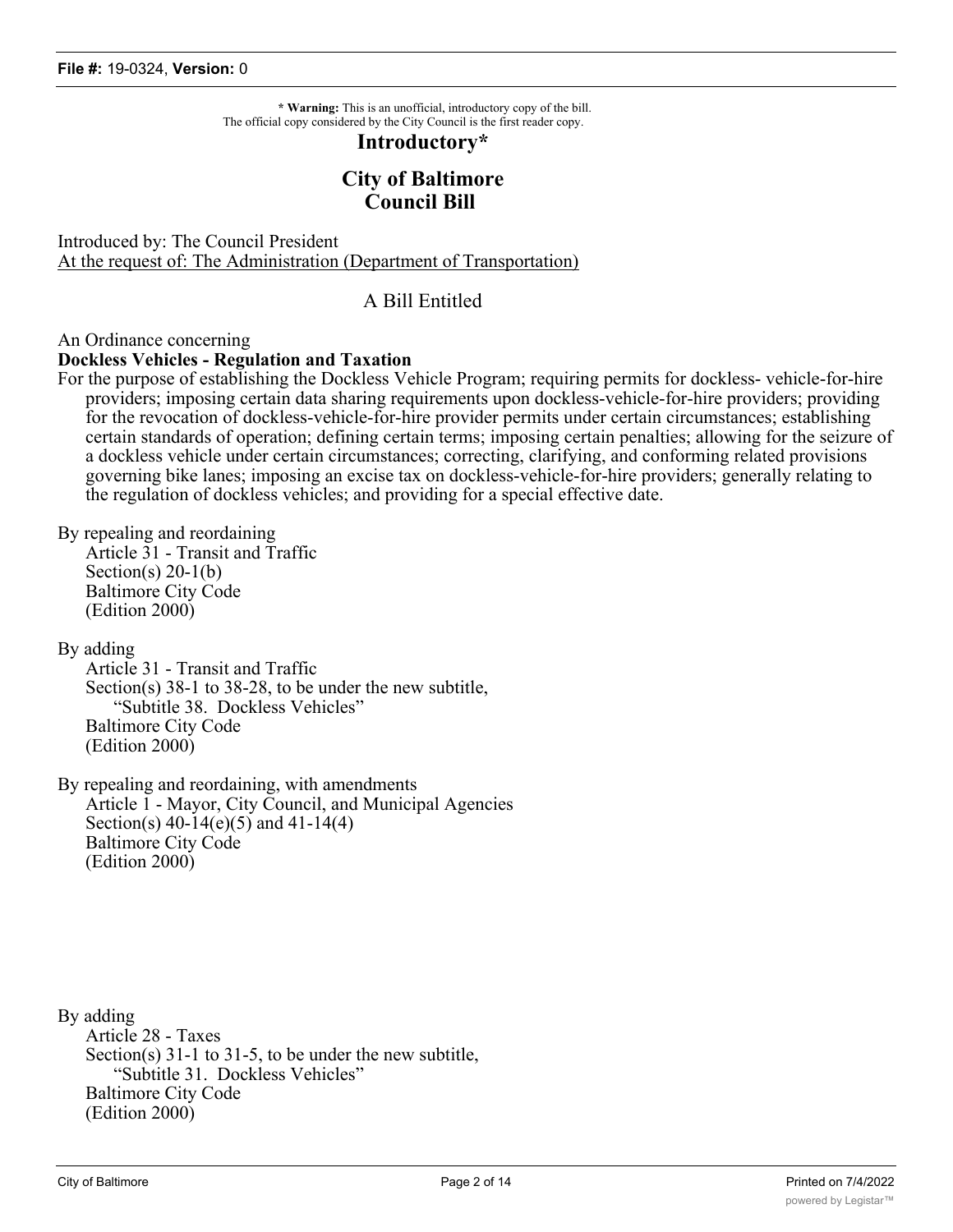**File #:** 19-0324, **Version:** 0

**\* Warning:** This is an unofficial, introductory copy of the bill.
The official copy considered by the City Council is the first reader copy.

# Introductory*

# City of Baltimore
# Council Bill

Introduced by: The Council President
At the request of: The Administration (Department of Transportation)

## A Bill Entitled

An Ordinance concerning
**Dockless Vehicles - Regulation and Taxation**

For the purpose of establishing the Dockless Vehicle Program; requiring permits for dockless- vehicle-for-hire providers; imposing certain data sharing requirements upon dockless-vehicle-for-hire providers; providing for the revocation of dockless-vehicle-for-hire provider permits under certain circumstances; establishing certain standards of operation; defining certain terms; imposing certain penalties; allowing for the seizure of a dockless vehicle under certain circumstances; correcting, clarifying, and conforming related provisions governing bike lanes; imposing an excise tax on dockless-vehicle-for-hire providers; generally relating to the regulation of dockless vehicles; and providing for a special effective date.

By repealing and reordaining
Article 31 - Transit and Traffic
Section(s) 20-1(b)
Baltimore City Code
(Edition 2000)

By adding
Article 31 - Transit and Traffic
Section(s) 38-1 to 38-28, to be under the new subtitle,
"Subtitle 38. Dockless Vehicles"
Baltimore City Code
(Edition 2000)

By repealing and reordaining, with amendments
Article 1 - Mayor, City Council, and Municipal Agencies
Section(s) 40-14(e)(5) and 41-14(4)
Baltimore City Code
(Edition 2000)

By adding
Article 28 - Taxes
Section(s) 31-1 to 31-5, to be under the new subtitle,
"Subtitle 31. Dockless Vehicles"
Baltimore City Code
(Edition 2000)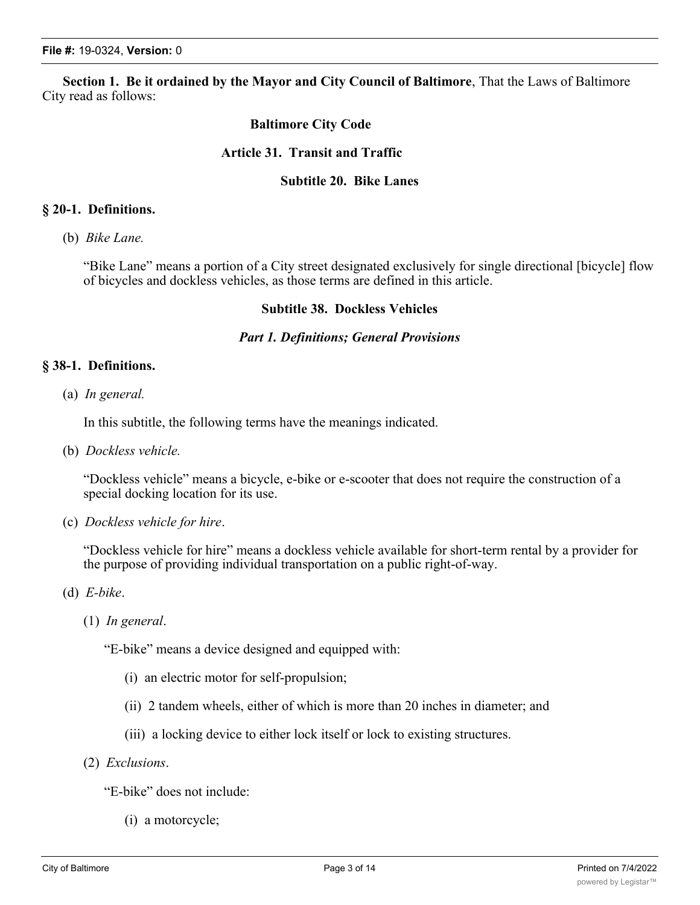**Section 1. Be it ordained by the Mayor and City Council of Baltimore**, That the Laws of Baltimore City read as follows:

**Baltimore City Code**

**Article 31. Transit and Traffic**

**Subtitle 20. Bike Lanes**

**§ 20-1. Definitions.**

(b) *Bike Lane.*

"Bike Lane" means a portion of a City street designated exclusively for single directional [bicycle] flow of bicycles and dockless vehicles, as those terms are defined in this article.

**Subtitle 38. Dockless Vehicles**

***Part 1. Definitions; General Provisions***

**§ 38-1. Definitions.**

(a) *In general.*

In this subtitle, the following terms have the meanings indicated.

(b) *Dockless vehicle.*

"Dockless vehicle" means a bicycle, e-bike or e-scooter that does not require the construction of a special docking location for its use.

(c) *Dockless vehicle for hire*.

"Dockless vehicle for hire" means a dockless vehicle available for short-term rental by a provider for the purpose of providing individual transportation on a public right-of-way.

(d) *E-bike*.

(1) *In general*.

"E-bike" means a device designed and equipped with:

(i) an electric motor for self-propulsion;

(ii) 2 tandem wheels, either of which is more than 20 inches in diameter; and

(iii) a locking device to either lock itself or lock to existing structures.

(2) *Exclusions*.

"E-bike" does not include:

(i) a motorcycle;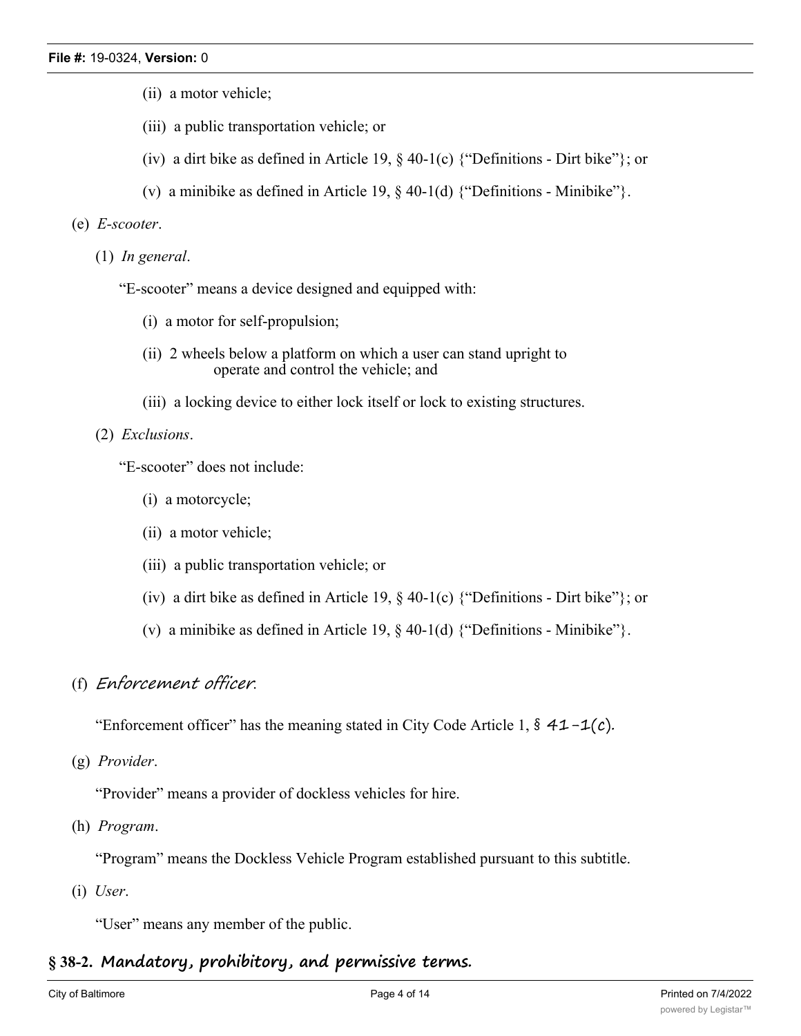(ii) a motor vehicle;

(iii) a public transportation vehicle; or

(iv) a dirt bike as defined in Article 19, § 40-1(c) {"Definitions - Dirt bike"}; or

(v) a minibike as defined in Article 19, § 40-1(d) {"Definitions - Minibike"}.

(e) *E-scooter*.

(1) *In general*.

"E-scooter" means a device designed and equipped with:

(i) a motor for self-propulsion;

(ii) 2 wheels below a platform on which a user can stand upright to operate and control the vehicle; and

(iii) a locking device to either lock itself or lock to existing structures.

(2) *Exclusions*.

"E-scooter" does not include:

(i) a motorcycle;

(ii) a motor vehicle;

(iii) a public transportation vehicle; or

(iv) a dirt bike as defined in Article 19, § 40-1(c) {"Definitions - Dirt bike"}; or

(v) a minibike as defined in Article 19, § 40-1(d) {"Definitions - Minibike"}.

(f) *Enforcement officer*.

"Enforcement officer" has the meaning stated in City Code Article 1, § 41-1(c).

(g) *Provider*.

"Provider" means a provider of dockless vehicles for hire.

(h) *Program*.

"Program" means the Dockless Vehicle Program established pursuant to this subtitle.

(i) *User*.

"User" means any member of the public.

**§ 38-2. Mandatory, prohibitory, and permissive terms.**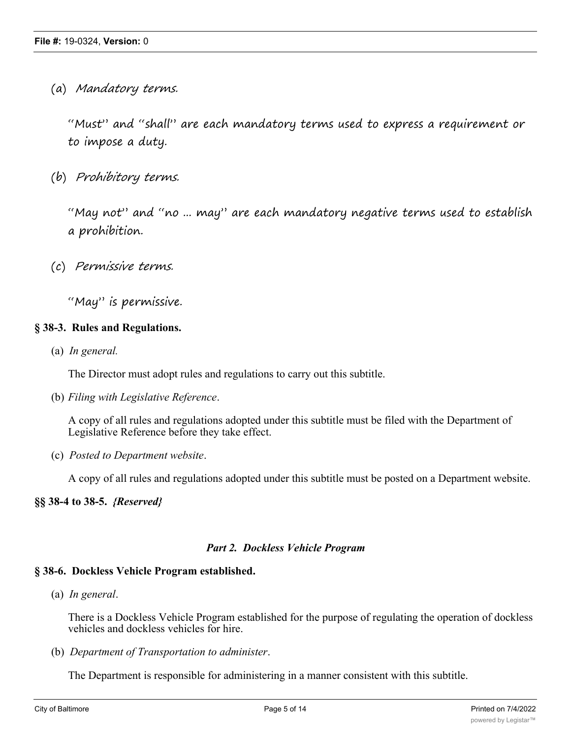(a) *Mandatory terms.*

"Must" and "shall" are each mandatory terms used to express a requirement or to impose a duty.

(b) *Prohibitory terms.*

"May not" and "no ... may" are each mandatory negative terms used to establish a prohibition.

(c) *Permissive terms.*

"May" is permissive.

**§ 38-3. Rules and Regulations.**

(a) *In general.*

The Director must adopt rules and regulations to carry out this subtitle.

(b) *Filing with Legislative Reference*.

A copy of all rules and regulations adopted under this subtitle must be filed with the Department of Legislative Reference before they take effect.

(c) *Posted to Department website*.

A copy of all rules and regulations adopted under this subtitle must be posted on a Department website.

**§§ 38-4 to 38-5.** ***{Reserved}***

***Part 2. Dockless Vehicle Program***

**§ 38-6. Dockless Vehicle Program established.**

(a) *In general*.

There is a Dockless Vehicle Program established for the purpose of regulating the operation of dockless vehicles and dockless vehicles for hire.

(b) *Department of Transportation to administer*.

The Department is responsible for administering in a manner consistent with this subtitle.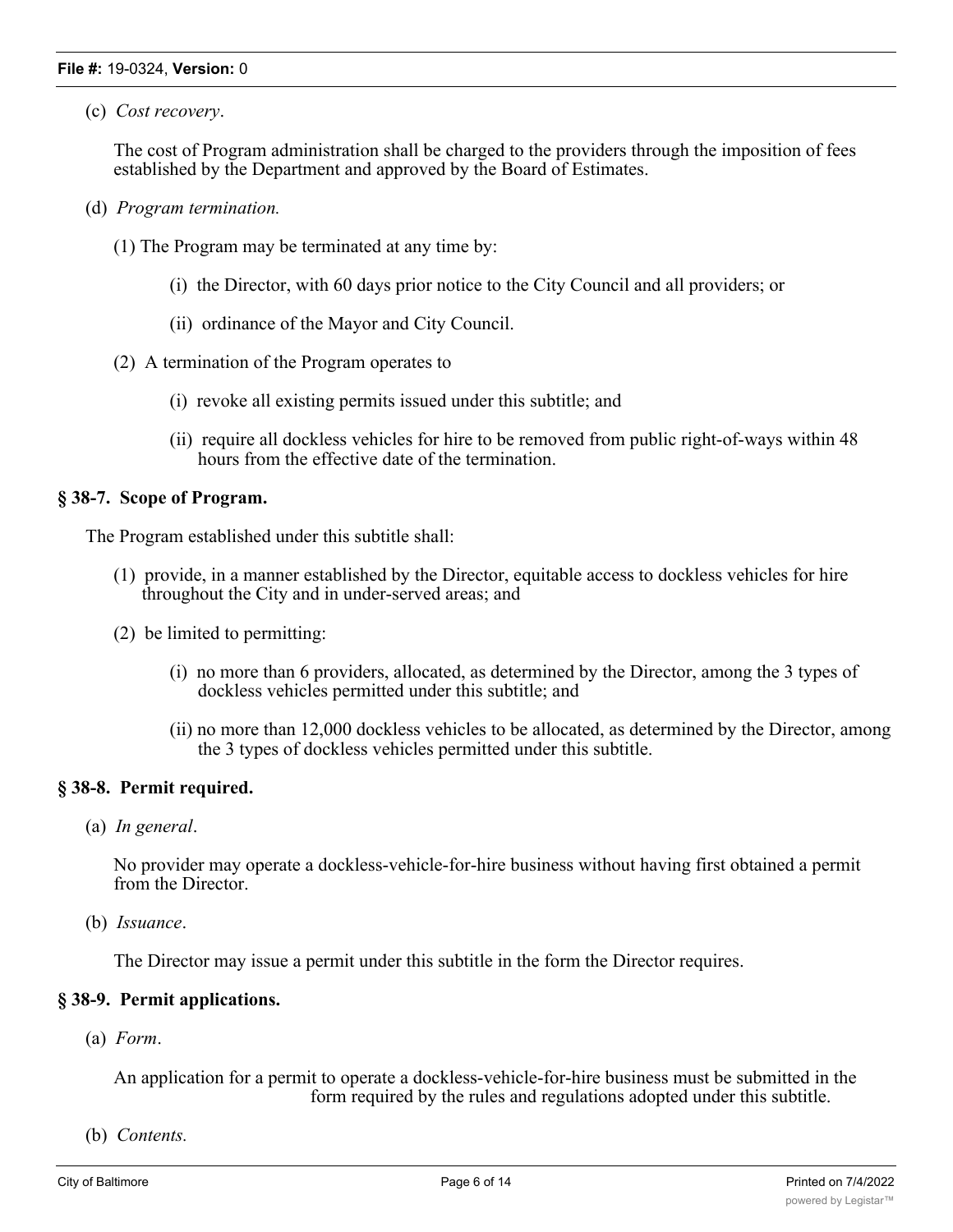(c) *Cost recovery*.

The cost of Program administration shall be charged to the providers through the imposition of fees established by the Department and approved by the Board of Estimates.

(d) *Program termination.*

(1) The Program may be terminated at any time by:

(i) the Director, with 60 days prior notice to the City Council and all providers; or

(ii) ordinance of the Mayor and City Council.

(2) A termination of the Program operates to

(i) revoke all existing permits issued under this subtitle; and

(ii) require all dockless vehicles for hire to be removed from public right-of-ways within 48 hours from the effective date of the termination.

### § 38-7. Scope of Program.

The Program established under this subtitle shall:

(1) provide, in a manner established by the Director, equitable access to dockless vehicles for hire throughout the City and in under-served areas; and

(2) be limited to permitting:

(i) no more than 6 providers, allocated, as determined by the Director, among the 3 types of dockless vehicles permitted under this subtitle; and

(ii) no more than 12,000 dockless vehicles to be allocated, as determined by the Director, among the 3 types of dockless vehicles permitted under this subtitle.

### § 38-8. Permit required.

(a) *In general*.

No provider may operate a dockless-vehicle-for-hire business without having first obtained a permit from the Director.

(b) *Issuance*.

The Director may issue a permit under this subtitle in the form the Director requires.

### § 38-9. Permit applications.

(a) *Form*.

An application for a permit to operate a dockless-vehicle-for-hire business must be submitted in the form required by the rules and regulations adopted under this subtitle.

(b) *Contents.*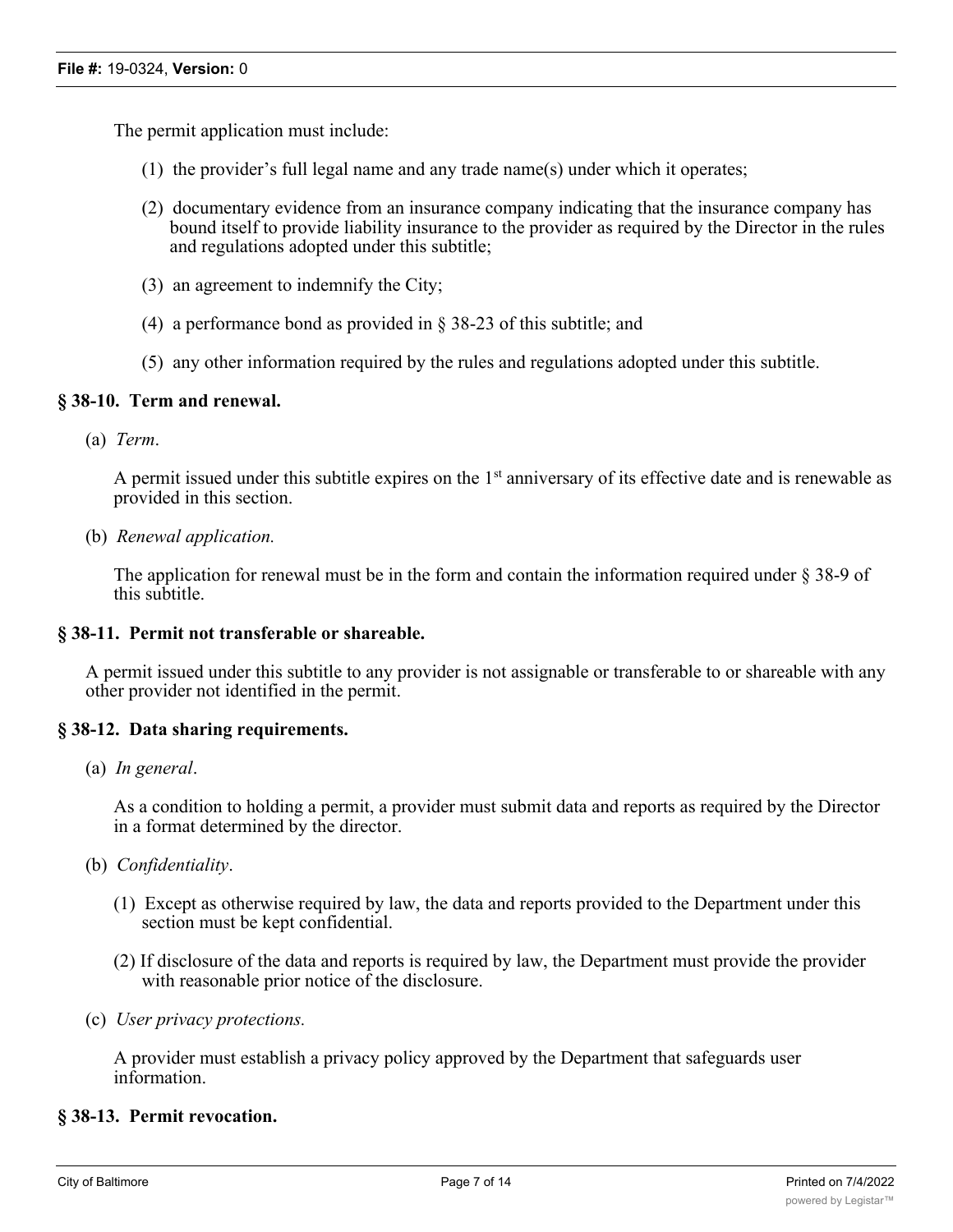The permit application must include:

(1) the provider's full legal name and any trade name(s) under which it operates;

(2) documentary evidence from an insurance company indicating that the insurance company has bound itself to provide liability insurance to the provider as required by the Director in the rules and regulations adopted under this subtitle;

(3) an agreement to indemnify the City;

(4) a performance bond as provided in § 38-23 of this subtitle; and

(5) any other information required by the rules and regulations adopted under this subtitle.

### § 38-10. Term and renewal.

(a) *Term*.

A permit issued under this subtitle expires on the 1st anniversary of its effective date and is renewable as provided in this section.

(b) *Renewal application.*

The application for renewal must be in the form and contain the information required under § 38-9 of this subtitle.

### § 38-11. Permit not transferable or shareable.

A permit issued under this subtitle to any provider is not assignable or transferable to or shareable with any other provider not identified in the permit.

### § 38-12. Data sharing requirements.

(a) *In general*.

As a condition to holding a permit, a provider must submit data and reports as required by the Director in a format determined by the director.

(b) *Confidentiality*.

(1) Except as otherwise required by law, the data and reports provided to the Department under this section must be kept confidential.

(2) If disclosure of the data and reports is required by law, the Department must provide the provider with reasonable prior notice of the disclosure.

(c) *User privacy protections.*

A provider must establish a privacy policy approved by the Department that safeguards user information.

### § 38-13. Permit revocation.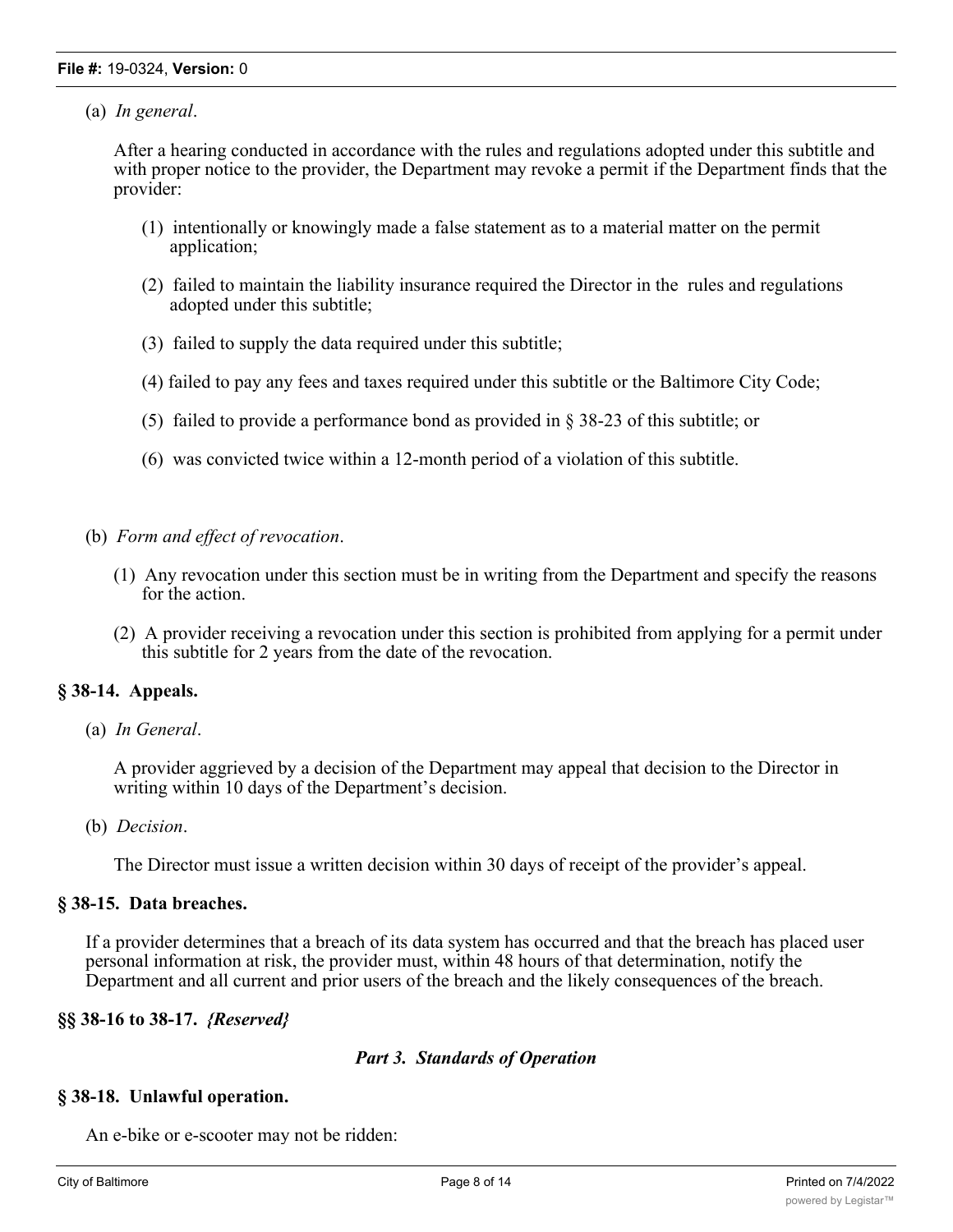(a) *In general*.

After a hearing conducted in accordance with the rules and regulations adopted under this subtitle and with proper notice to the provider, the Department may revoke a permit if the Department finds that the provider:

(1) intentionally or knowingly made a false statement as to a material matter on the permit application;

(2) failed to maintain the liability insurance required the Director in the rules and regulations adopted under this subtitle;

(3) failed to supply the data required under this subtitle;

(4) failed to pay any fees and taxes required under this subtitle or the Baltimore City Code;

(5) failed to provide a performance bond as provided in § 38-23 of this subtitle; or

(6) was convicted twice within a 12-month period of a violation of this subtitle.

(b) *Form and effect of revocation*.

(1) Any revocation under this section must be in writing from the Department and specify the reasons for the action.

(2) A provider receiving a revocation under this section is prohibited from applying for a permit under this subtitle for 2 years from the date of the revocation.

### § 38-14. Appeals.

(a) *In General*.

A provider aggrieved by a decision of the Department may appeal that decision to the Director in writing within 10 days of the Department's decision.

(b) *Decision*.

The Director must issue a written decision within 30 days of receipt of the provider's appeal.

### § 38-15. Data breaches.

If a provider determines that a breach of its data system has occurred and that the breach has placed user personal information at risk, the provider must, within 48 hours of that determination, notify the Department and all current and prior users of the breach and the likely consequences of the breach.

### §§ 38-16 to 38-17. *{Reserved}*

## *Part 3. Standards of Operation*

### § 38-18. Unlawful operation.

An e-bike or e-scooter may not be ridden: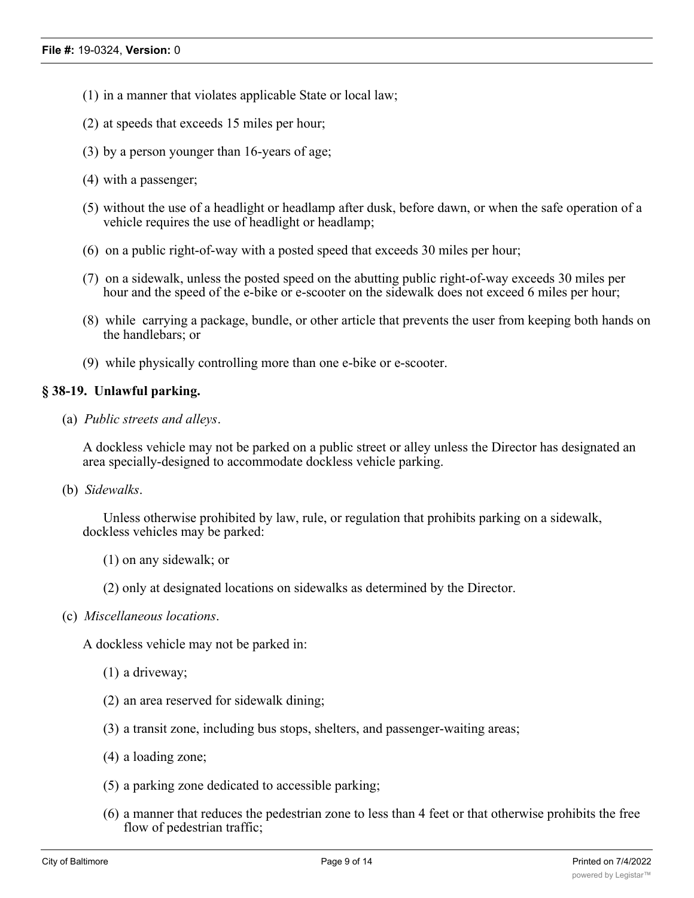(1) in a manner that violates applicable State or local law;

(2) at speeds that exceeds 15 miles per hour;

(3) by a person younger than 16-years of age;

(4) with a passenger;

(5) without the use of a headlight or headlamp after dusk, before dawn, or when the safe operation of a vehicle requires the use of headlight or headlamp;

(6) on a public right-of-way with a posted speed that exceeds 30 miles per hour;

(7) on a sidewalk, unless the posted speed on the abutting public right-of-way exceeds 30 miles per hour and the speed of the e-bike or e-scooter on the sidewalk does not exceed 6 miles per hour;

(8) while carrying a package, bundle, or other article that prevents the user from keeping both hands on the handlebars; or

(9) while physically controlling more than one e-bike or e-scooter.

### § 38-19. Unlawful parking.

(a) *Public streets and alleys*.

A dockless vehicle may not be parked on a public street or alley unless the Director has designated an area specially-designed to accommodate dockless vehicle parking.

(b) *Sidewalks*.

Unless otherwise prohibited by law, rule, or regulation that prohibits parking on a sidewalk, dockless vehicles may be parked:

(1) on any sidewalk; or

(2) only at designated locations on sidewalks as determined by the Director.

(c) *Miscellaneous locations*.

A dockless vehicle may not be parked in:

(1) a driveway;

(2) an area reserved for sidewalk dining;

(3) a transit zone, including bus stops, shelters, and passenger-waiting areas;

(4) a loading zone;

(5) a parking zone dedicated to accessible parking;

(6) a manner that reduces the pedestrian zone to less than 4 feet or that otherwise prohibits the free flow of pedestrian traffic;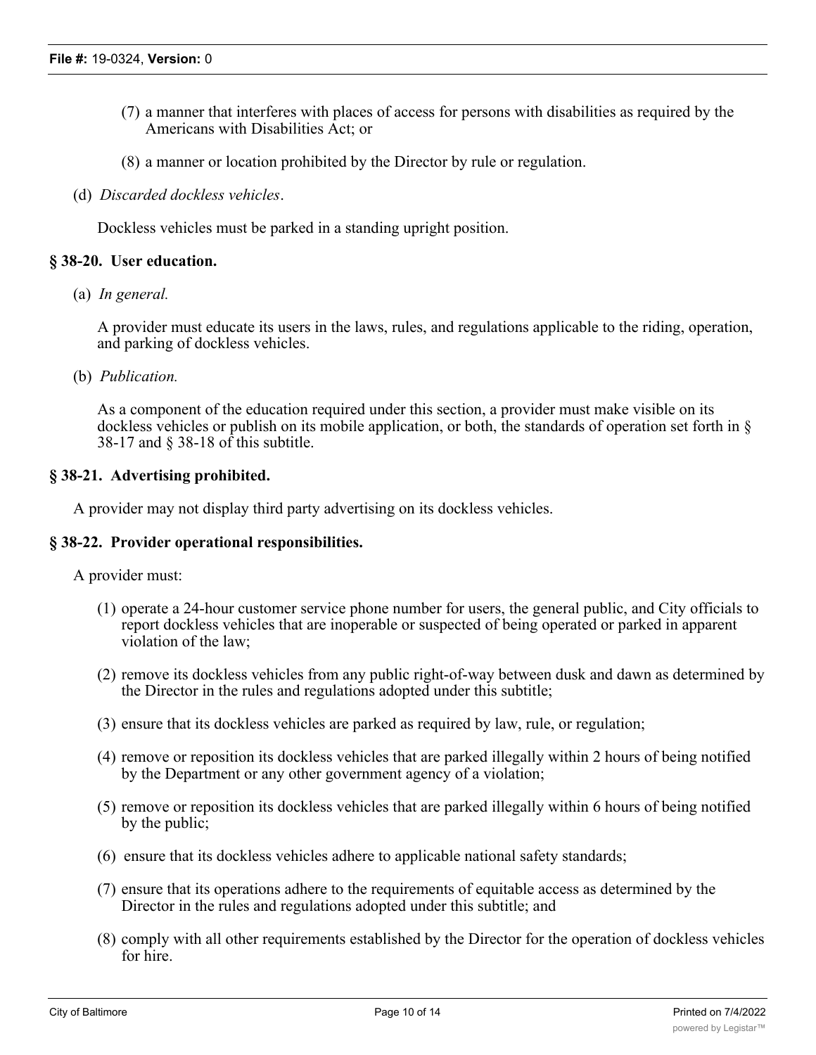(7) a manner that interferes with places of access for persons with disabilities as required by the Americans with Disabilities Act; or

(8) a manner or location prohibited by the Director by rule or regulation.

(d) *Discarded dockless vehicles*.

Dockless vehicles must be parked in a standing upright position.

**§ 38-20. User education.**

(a) *In general.*

A provider must educate its users in the laws, rules, and regulations applicable to the riding, operation, and parking of dockless vehicles.

(b) *Publication.*

As a component of the education required under this section, a provider must make visible on its dockless vehicles or publish on its mobile application, or both, the standards of operation set forth in § 38-17 and § 38-18 of this subtitle.

**§ 38-21. Advertising prohibited.**

A provider may not display third party advertising on its dockless vehicles.

**§ 38-22. Provider operational responsibilities.**

A provider must:

(1) operate a 24-hour customer service phone number for users, the general public, and City officials to report dockless vehicles that are inoperable or suspected of being operated or parked in apparent violation of the law;

(2) remove its dockless vehicles from any public right-of-way between dusk and dawn as determined by the Director in the rules and regulations adopted under this subtitle;

(3) ensure that its dockless vehicles are parked as required by law, rule, or regulation;

(4) remove or reposition its dockless vehicles that are parked illegally within 2 hours of being notified by the Department or any other government agency of a violation;

(5) remove or reposition its dockless vehicles that are parked illegally within 6 hours of being notified by the public;

(6) ensure that its dockless vehicles adhere to applicable national safety standards;

(7) ensure that its operations adhere to the requirements of equitable access as determined by the Director in the rules and regulations adopted under this subtitle; and

(8) comply with all other requirements established by the Director for the operation of dockless vehicles for hire.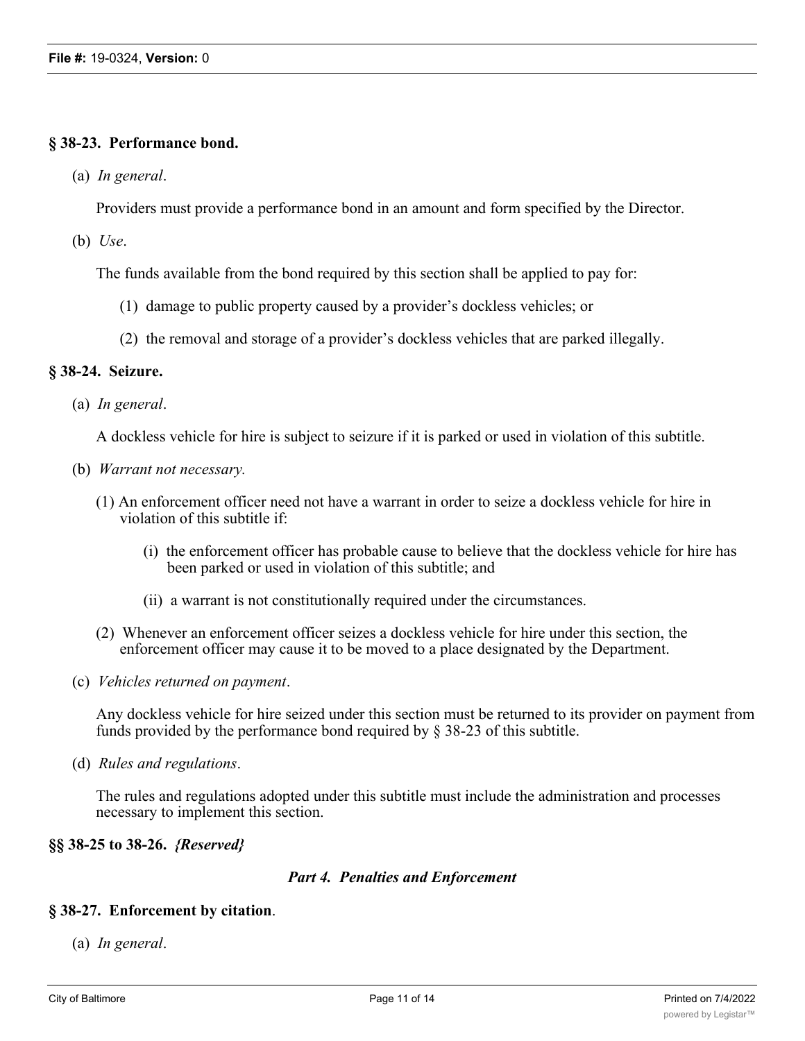### § 38-23. Performance bond.

(a) *In general*.

Providers must provide a performance bond in an amount and form specified by the Director.

(b) *Use*.

The funds available from the bond required by this section shall be applied to pay for:

(1) damage to public property caused by a provider's dockless vehicles; or

(2) the removal and storage of a provider's dockless vehicles that are parked illegally.

### § 38-24. Seizure.

(a) *In general*.

A dockless vehicle for hire is subject to seizure if it is parked or used in violation of this subtitle.

(b) *Warrant not necessary.*

(1) An enforcement officer need not have a warrant in order to seize a dockless vehicle for hire in violation of this subtitle if:

(i) the enforcement officer has probable cause to believe that the dockless vehicle for hire has been parked or used in violation of this subtitle; and

(ii) a warrant is not constitutionally required under the circumstances.

(2) Whenever an enforcement officer seizes a dockless vehicle for hire under this section, the enforcement officer may cause it to be moved to a place designated by the Department.

(c) *Vehicles returned on payment*.

Any dockless vehicle for hire seized under this section must be returned to its provider on payment from funds provided by the performance bond required by § 38-23 of this subtitle.

(d) *Rules and regulations*.

The rules and regulations adopted under this subtitle must include the administration and processes necessary to implement this section.

### §§ 38-25 to 38-26. *{Reserved}*

## *Part 4. Penalties and Enforcement*

### § 38-27. Enforcement by citation.

(a) *In general*.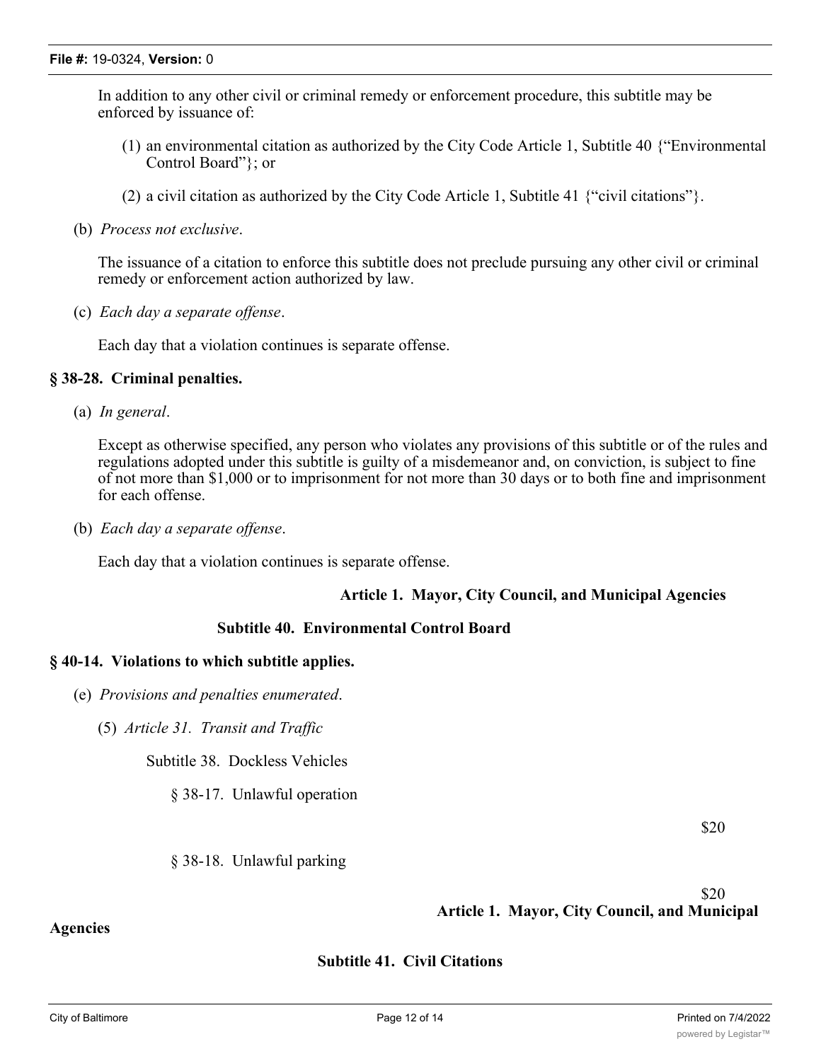In addition to any other civil or criminal remedy or enforcement procedure, this subtitle may be enforced by issuance of:

(1) an environmental citation as authorized by the City Code Article 1, Subtitle 40 {"Environmental Control Board"}; or

(2) a civil citation as authorized by the City Code Article 1, Subtitle 41 {"civil citations"}.

(b) *Process not exclusive*.

The issuance of a citation to enforce this subtitle does not preclude pursuing any other civil or criminal remedy or enforcement action authorized by law.

(c) *Each day a separate offense*.

Each day that a violation continues is separate offense.

**§ 38-28. Criminal penalties.**

(a) *In general*.

Except as otherwise specified, any person who violates any provisions of this subtitle or of the rules and regulations adopted under this subtitle is guilty of a misdemeanor and, on conviction, is subject to fine of not more than $1,000 or to imprisonment for not more than 30 days or to both fine and imprisonment for each offense.

(b) *Each day a separate offense*.

Each day that a violation continues is separate offense.

**Article 1. Mayor, City Council, and Municipal Agencies**

**Subtitle 40. Environmental Control Board**

**§ 40-14. Violations to which subtitle applies.**

(e) *Provisions and penalties enumerated*.

(5) *Article 31. Transit and Traffic*

Subtitle 38. Dockless Vehicles

§ 38-17. Unlawful operation $20

§ 38-18. Unlawful parking $20

**Article 1. Mayor, City Council, and Municipal Agencies**

**Subtitle 41. Civil Citations**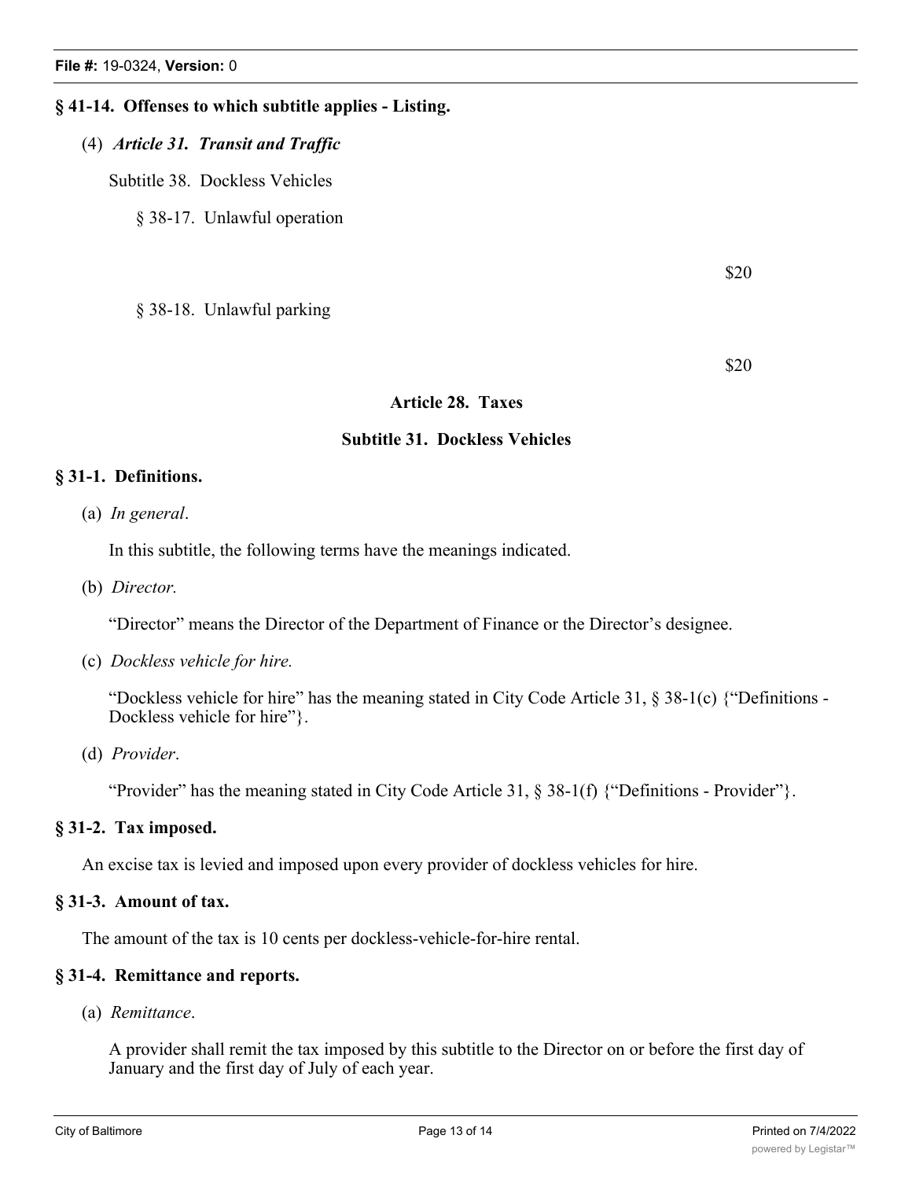**§ 41-14. Offenses to which subtitle applies - Listing.**

(4) ***Article 31. Transit and Traffic***

Subtitle 38. Dockless Vehicles

§ 38-17. Unlawful operation

$20

§ 38-18. Unlawful parking

$20

**Article 28. Taxes**

**Subtitle 31. Dockless Vehicles**

**§ 31-1. Definitions.**

(a) *In general*.

In this subtitle, the following terms have the meanings indicated.

(b) *Director.*

"Director" means the Director of the Department of Finance or the Director's designee.

(c) *Dockless vehicle for hire.*

"Dockless vehicle for hire" has the meaning stated in City Code Article 31, § 38-1(c) {"Definitions - Dockless vehicle for hire"}.

(d) *Provider*.

"Provider" has the meaning stated in City Code Article 31, § 38-1(f) {"Definitions - Provider"}.

**§ 31-2. Tax imposed.**

An excise tax is levied and imposed upon every provider of dockless vehicles for hire.

**§ 31-3. Amount of tax.**

The amount of the tax is 10 cents per dockless-vehicle-for-hire rental.

**§ 31-4. Remittance and reports.**

(a) *Remittance*.

A provider shall remit the tax imposed by this subtitle to the Director on or before the first day of January and the first day of July of each year.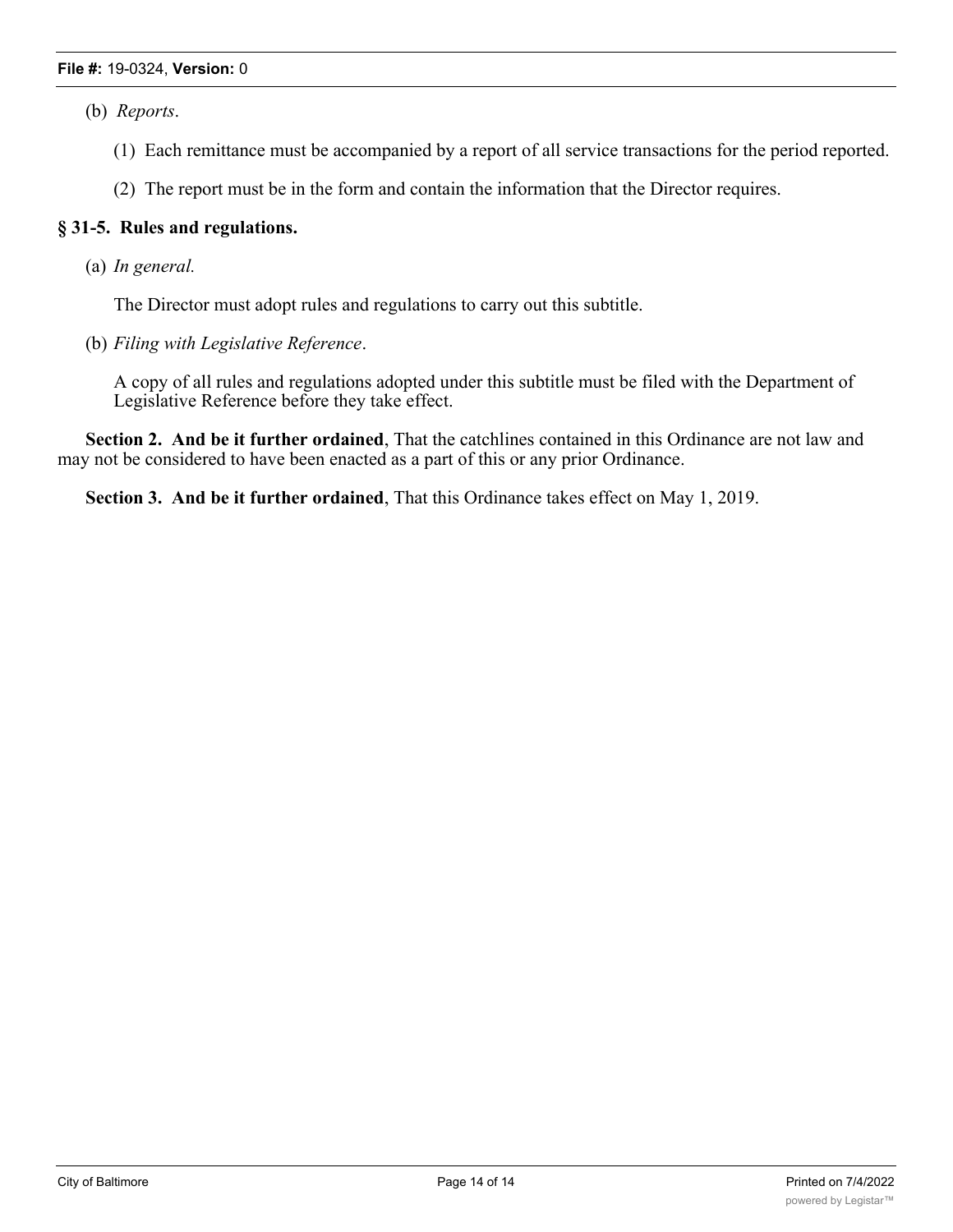(b) *Reports*.

(1) Each remittance must be accompanied by a report of all service transactions for the period reported.

(2) The report must be in the form and contain the information that the Director requires.

**§ 31-5. Rules and regulations.**

(a) *In general.*

The Director must adopt rules and regulations to carry out this subtitle.

(b) *Filing with Legislative Reference*.

A copy of all rules and regulations adopted under this subtitle must be filed with the Department of Legislative Reference before they take effect.

**Section 2. And be it further ordained**, That the catchlines contained in this Ordinance are not law and may not be considered to have been enacted as a part of this or any prior Ordinance.

**Section 3. And be it further ordained**, That this Ordinance takes effect on May 1, 2019.